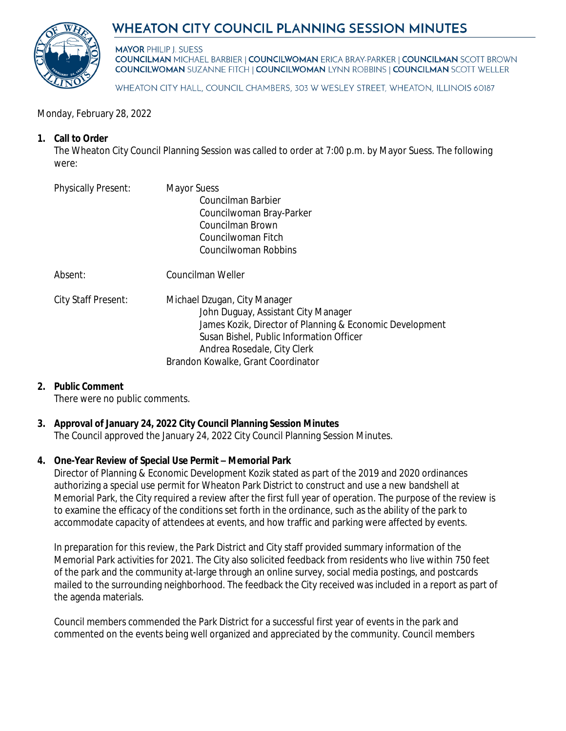# WHEATON CITY COUNCIL PLANNING SESSION MINUTES

**MAYOR** PHILIP J. SUESS
**COUNCILMAN** MICHAEL BARBIER | **COUNCILWOMAN** ERICA BRAY-PARKER | **COUNCILMAN** SCOTT BROWN
**COUNCILWOMAN** SUZANNE FITCH | **COUNCILWOMAN** LYNN ROBBINS | **COUNCILMAN** SCOTT WELLER

WHEATON CITY HALL, COUNCIL CHAMBERS, 303 W WESLEY STREET, WHEATON, ILLINOIS 60187

Monday, February 28, 2022

1. **Call to Order**
   The Wheaton City Council Planning Session was called to order at 7:00 p.m. by Mayor Suess. The following were:

   Physically Present: Mayor Suess
   Councilman Barbier
   Councilwoman Bray-Parker
   Councilman Brown
   Councilwoman Fitch
   Councilwoman Robbins

   Absent: Councilman Weller

   City Staff Present: Michael Dzugan, City Manager
   John Duguay, Assistant City Manager
   James Kozik, Director of Planning & Economic Development
   Susan Bishel, Public Information Officer
   Andrea Rosedale, City Clerk
   Brandon Kowalke, Grant Coordinator

2. **Public Comment**
   There were no public comments.

3. **Approval of January 24, 2022 City Council Planning Session Minutes**
   The Council approved the January 24, 2022 City Council Planning Session Minutes.

4. **One-Year Review of Special Use Permit – Memorial Park**
   Director of Planning & Economic Development Kozik stated as part of the 2019 and 2020 ordinances authorizing a special use permit for Wheaton Park District to construct and use a new bandshell at Memorial Park, the City required a review after the first full year of operation. The purpose of the review is to examine the efficacy of the conditions set forth in the ordinance, such as the ability of the park to accommodate capacity of attendees at events, and how traffic and parking were affected by events.

   In preparation for this review, the Park District and City staff provided summary information of the Memorial Park activities for 2021. The City also solicited feedback from residents who live within 750 feet of the park and the community at-large through an online survey, social media postings, and postcards mailed to the surrounding neighborhood. The feedback the City received was included in a report as part of the agenda materials.

   Council members commended the Park District for a successful first year of events in the park and commented on the events being well organized and appreciated by the community. Council members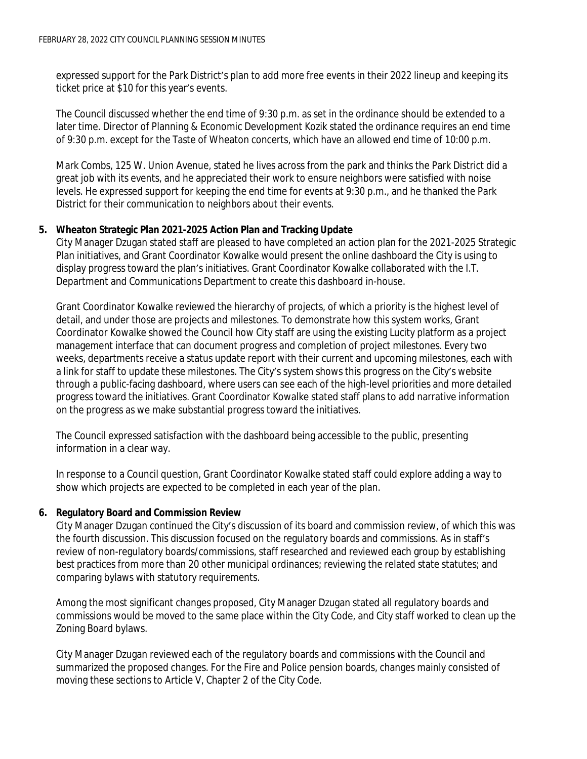expressed support for the Park District's plan to add more free events in their 2022 lineup and keeping its ticket price at $10 for this year's events.

The Council discussed whether the end time of 9:30 p.m. as set in the ordinance should be extended to a later time. Director of Planning & Economic Development Kozik stated the ordinance requires an end time of 9:30 p.m. except for the Taste of Wheaton concerts, which have an allowed end time of 10:00 p.m.

Mark Combs, 125 W. Union Avenue, stated he lives across from the park and thinks the Park District did a great job with its events, and he appreciated their work to ensure neighbors were satisfied with noise levels. He expressed support for keeping the end time for events at 9:30 p.m., and he thanked the Park District for their communication to neighbors about their events.

**5. Wheaton Strategic Plan 2021-2025 Action Plan and Tracking Update**

City Manager Dzugan stated staff are pleased to have completed an action plan for the 2021-2025 Strategic Plan initiatives, and Grant Coordinator Kowalke would present the online dashboard the City is using to display progress toward the plan's initiatives. Grant Coordinator Kowalke collaborated with the I.T. Department and Communications Department to create this dashboard in-house.

Grant Coordinator Kowalke reviewed the hierarchy of projects, of which a priority is the highest level of detail, and under those are projects and milestones. To demonstrate how this system works, Grant Coordinator Kowalke showed the Council how City staff are using the existing Lucity platform as a project management interface that can document progress and completion of project milestones. Every two weeks, departments receive a status update report with their current and upcoming milestones, each with a link for staff to update these milestones. The City's system shows this progress on the City's website through a public-facing dashboard, where users can see each of the high-level priorities and more detailed progress toward the initiatives. Grant Coordinator Kowalke stated staff plans to add narrative information on the progress as we make substantial progress toward the initiatives.

The Council expressed satisfaction with the dashboard being accessible to the public, presenting information in a clear way.

In response to a Council question, Grant Coordinator Kowalke stated staff could explore adding a way to show which projects are expected to be completed in each year of the plan.

**6. Regulatory Board and Commission Review**

City Manager Dzugan continued the City's discussion of its board and commission review, of which this was the fourth discussion. This discussion focused on the regulatory boards and commissions. As in staff's review of non-regulatory boards/commissions, staff researched and reviewed each group by establishing best practices from more than 20 other municipal ordinances; reviewing the related state statutes; and comparing bylaws with statutory requirements.

Among the most significant changes proposed, City Manager Dzugan stated all regulatory boards and commissions would be moved to the same place within the City Code, and City staff worked to clean up the Zoning Board bylaws.

City Manager Dzugan reviewed each of the regulatory boards and commissions with the Council and summarized the proposed changes. For the Fire and Police pension boards, changes mainly consisted of moving these sections to Article V, Chapter 2 of the City Code.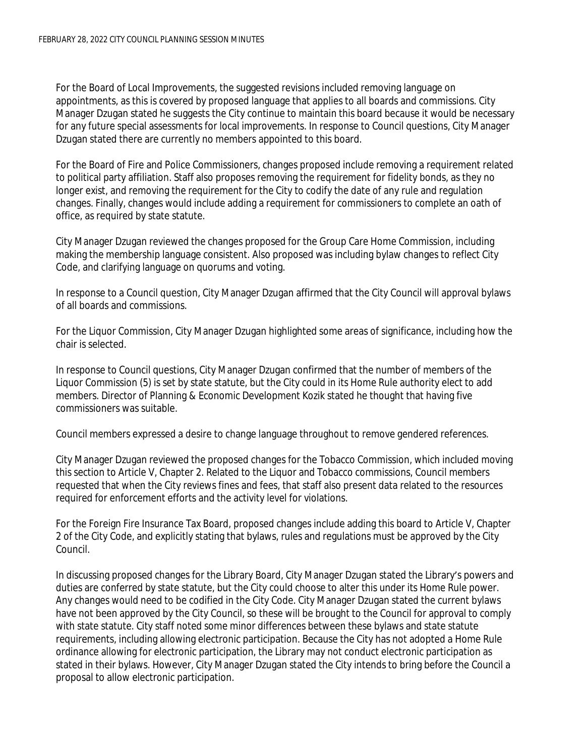For the Board of Local Improvements, the suggested revisions included removing language on appointments, as this is covered by proposed language that applies to all boards and commissions. City Manager Dzugan stated he suggests the City continue to maintain this board because it would be necessary for any future special assessments for local improvements. In response to Council questions, City Manager Dzugan stated there are currently no members appointed to this board.

For the Board of Fire and Police Commissioners, changes proposed include removing a requirement related to political party affiliation. Staff also proposes removing the requirement for fidelity bonds, as they no longer exist, and removing the requirement for the City to codify the date of any rule and regulation changes. Finally, changes would include adding a requirement for commissioners to complete an oath of office, as required by state statute.

City Manager Dzugan reviewed the changes proposed for the Group Care Home Commission, including making the membership language consistent. Also proposed was including bylaw changes to reflect City Code, and clarifying language on quorums and voting.

In response to a Council question, City Manager Dzugan affirmed that the City Council will approval bylaws of all boards and commissions.

For the Liquor Commission, City Manager Dzugan highlighted some areas of significance, including how the chair is selected.

In response to Council questions, City Manager Dzugan confirmed that the number of members of the Liquor Commission (5) is set by state statute, but the City could in its Home Rule authority elect to add members. Director of Planning & Economic Development Kozik stated he thought that having five commissioners was suitable.

Council members expressed a desire to change language throughout to remove gendered references.

City Manager Dzugan reviewed the proposed changes for the Tobacco Commission, which included moving this section to Article V, Chapter 2. Related to the Liquor and Tobacco commissions, Council members requested that when the City reviews fines and fees, that staff also present data related to the resources required for enforcement efforts and the activity level for violations.

For the Foreign Fire Insurance Tax Board, proposed changes include adding this board to Article V, Chapter 2 of the City Code, and explicitly stating that bylaws, rules and regulations must be approved by the City Council.

In discussing proposed changes for the Library Board, City Manager Dzugan stated the Library's powers and duties are conferred by state statute, but the City could choose to alter this under its Home Rule power. Any changes would need to be codified in the City Code. City Manager Dzugan stated the current bylaws have not been approved by the City Council, so these will be brought to the Council for approval to comply with state statute. City staff noted some minor differences between these bylaws and state statute requirements, including allowing electronic participation. Because the City has not adopted a Home Rule ordinance allowing for electronic participation, the Library may not conduct electronic participation as stated in their bylaws. However, City Manager Dzugan stated the City intends to bring before the Council a proposal to allow electronic participation.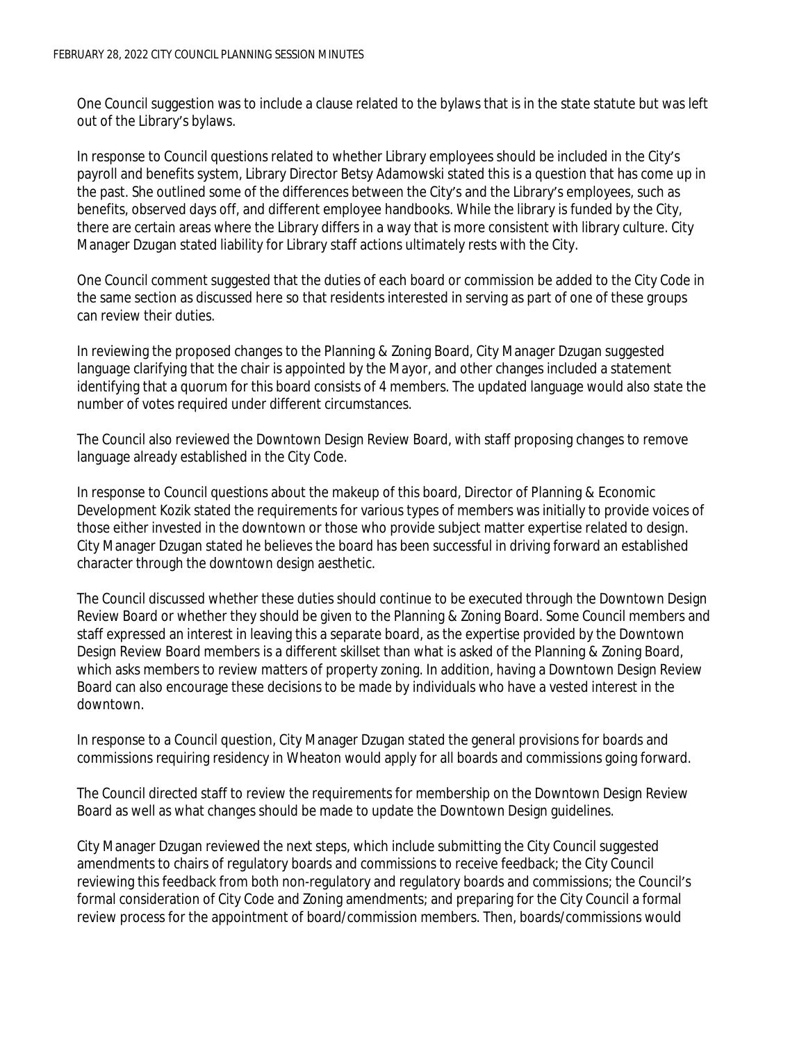One Council suggestion was to include a clause related to the bylaws that is in the state statute but was left out of the Library's bylaws.

In response to Council questions related to whether Library employees should be included in the City's payroll and benefits system, Library Director Betsy Adamowski stated this is a question that has come up in the past. She outlined some of the differences between the City's and the Library's employees, such as benefits, observed days off, and different employee handbooks. While the library is funded by the City, there are certain areas where the Library differs in a way that is more consistent with library culture. City Manager Dzugan stated liability for Library staff actions ultimately rests with the City.

One Council comment suggested that the duties of each board or commission be added to the City Code in the same section as discussed here so that residents interested in serving as part of one of these groups can review their duties.

In reviewing the proposed changes to the Planning & Zoning Board, City Manager Dzugan suggested language clarifying that the chair is appointed by the Mayor, and other changes included a statement identifying that a quorum for this board consists of 4 members. The updated language would also state the number of votes required under different circumstances.

The Council also reviewed the Downtown Design Review Board, with staff proposing changes to remove language already established in the City Code.

In response to Council questions about the makeup of this board, Director of Planning & Economic Development Kozik stated the requirements for various types of members was initially to provide voices of those either invested in the downtown or those who provide subject matter expertise related to design. City Manager Dzugan stated he believes the board has been successful in driving forward an established character through the downtown design aesthetic.

The Council discussed whether these duties should continue to be executed through the Downtown Design Review Board or whether they should be given to the Planning & Zoning Board. Some Council members and staff expressed an interest in leaving this a separate board, as the expertise provided by the Downtown Design Review Board members is a different skillset than what is asked of the Planning & Zoning Board, which asks members to review matters of property zoning. In addition, having a Downtown Design Review Board can also encourage these decisions to be made by individuals who have a vested interest in the downtown.

In response to a Council question, City Manager Dzugan stated the general provisions for boards and commissions requiring residency in Wheaton would apply for all boards and commissions going forward.

The Council directed staff to review the requirements for membership on the Downtown Design Review Board as well as what changes should be made to update the Downtown Design guidelines.

City Manager Dzugan reviewed the next steps, which include submitting the City Council suggested amendments to chairs of regulatory boards and commissions to receive feedback; the City Council reviewing this feedback from both non-regulatory and regulatory boards and commissions; the Council's formal consideration of City Code and Zoning amendments; and preparing for the City Council a formal review process for the appointment of board/commission members. Then, boards/commissions would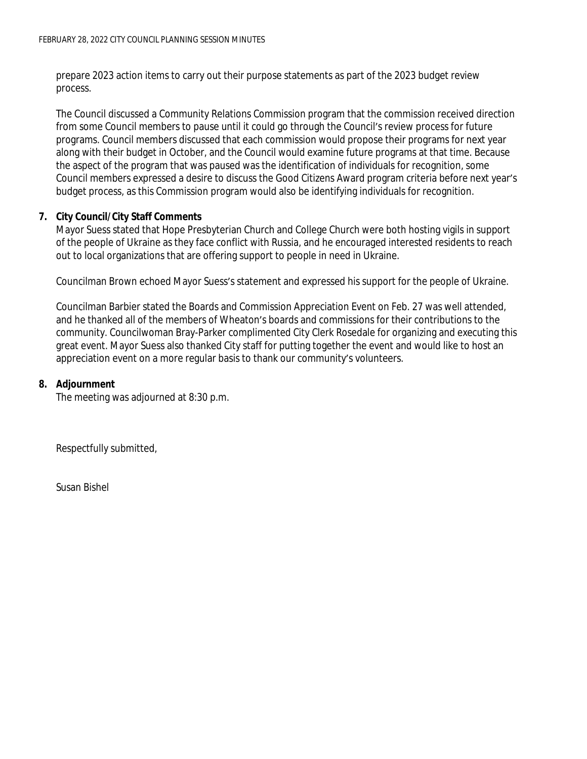prepare 2023 action items to carry out their purpose statements as part of the 2023 budget review process.

The Council discussed a Community Relations Commission program that the commission received direction from some Council members to pause until it could go through the Council's review process for future programs. Council members discussed that each commission would propose their programs for next year along with their budget in October, and the Council would examine future programs at that time. Because the aspect of the program that was paused was the identification of individuals for recognition, some Council members expressed a desire to discuss the Good Citizens Award program criteria before next year's budget process, as this Commission program would also be identifying individuals for recognition.

**7. City Council/City Staff Comments**

Mayor Suess stated that Hope Presbyterian Church and College Church were both hosting vigils in support of the people of Ukraine as they face conflict with Russia, and he encouraged interested residents to reach out to local organizations that are offering support to people in need in Ukraine.

Councilman Brown echoed Mayor Suess's statement and expressed his support for the people of Ukraine.

Councilman Barbier stated the Boards and Commission Appreciation Event on Feb. 27 was well attended, and he thanked all of the members of Wheaton's boards and commissions for their contributions to the community. Councilwoman Bray-Parker complimented City Clerk Rosedale for organizing and executing this great event. Mayor Suess also thanked City staff for putting together the event and would like to host an appreciation event on a more regular basis to thank our community's volunteers.

**8. Adjournment**

The meeting was adjourned at 8:30 p.m.

Respectfully submitted,

Susan Bishel